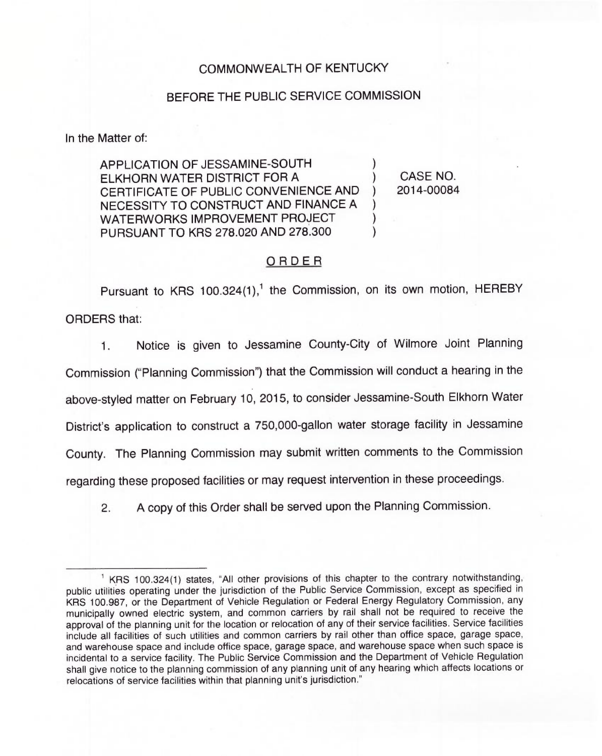COMMONWEALTH OF KENTUCKY

BEFORE THE PUBLIC SERVICE COMMISSION

In the Matter of:

| | | |
|---|---|---|
| APPLICATION OF JESSAMINE-SOUTH ELKHORN WATER DISTRICT FOR A CERTIFICATE OF PUBLIC CONVENIENCE AND NECESSITY TO CONSTRUCT AND FINANCE A WATERWORKS IMPROVEMENT PROJECT PURSUANT TO KRS 278.020 AND 278.300 | ) | CASE NO. 2014-00084 |

## ORDER

Pursuant to KRS 100.324(1),[1] the Commission, on its own motion, HEREBY ORDERS that:

1. Notice is given to Jessamine County-City of Wilmore Joint Planning Commission ("Planning Commission") that the Commission will conduct a hearing in the above-styled matter on February 10, 2015, to consider Jessamine-South Elkhorn Water District's application to construct a 750,000-gallon water storage facility in Jessamine County. The Planning Commission may submit written comments to the Commission regarding these proposed facilities or may request intervention in these proceedings.

2. A copy of this Order shall be served upon the Planning Commission.

---

[1] KRS 100.324(1) states, "All other provisions of this chapter to the contrary notwithstanding, public utilities operating under the jurisdiction of the Public Service Commission, except as specified in KRS 100.987, or the Department of Vehicle Regulation or Federal Energy Regulatory Commission, any municipally owned electric system, and common carriers by rail shall not be required to receive the approval of the planning unit for the location or relocation of any of their service facilities. Service facilities include all facilities of such utilities and common carriers by rail other than office space, garage space, and warehouse space and include office space, garage space, and warehouse space when such space is incidental to a service facility. The Public Service Commission and the Department of Vehicle Regulation shall give notice to the planning commission of any planning unit of any hearing which affects locations or relocations of service facilities within that planning unit's jurisdiction."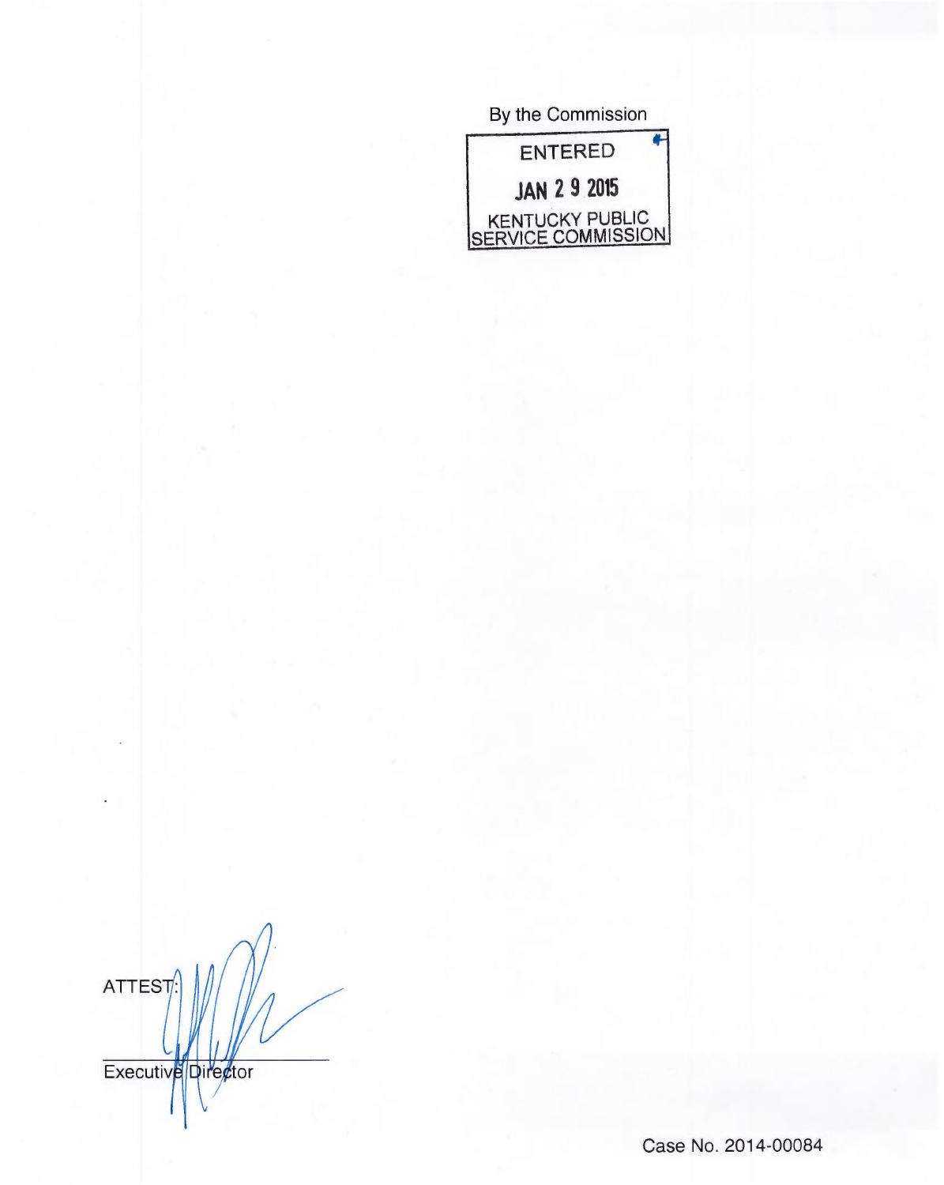By the Commission

ENTERED

JAN 2 9 2015

KENTUCKY PUBLIC SERVICE COMMISSION

ATTEST:

Executive Director

Case No. 2014-00084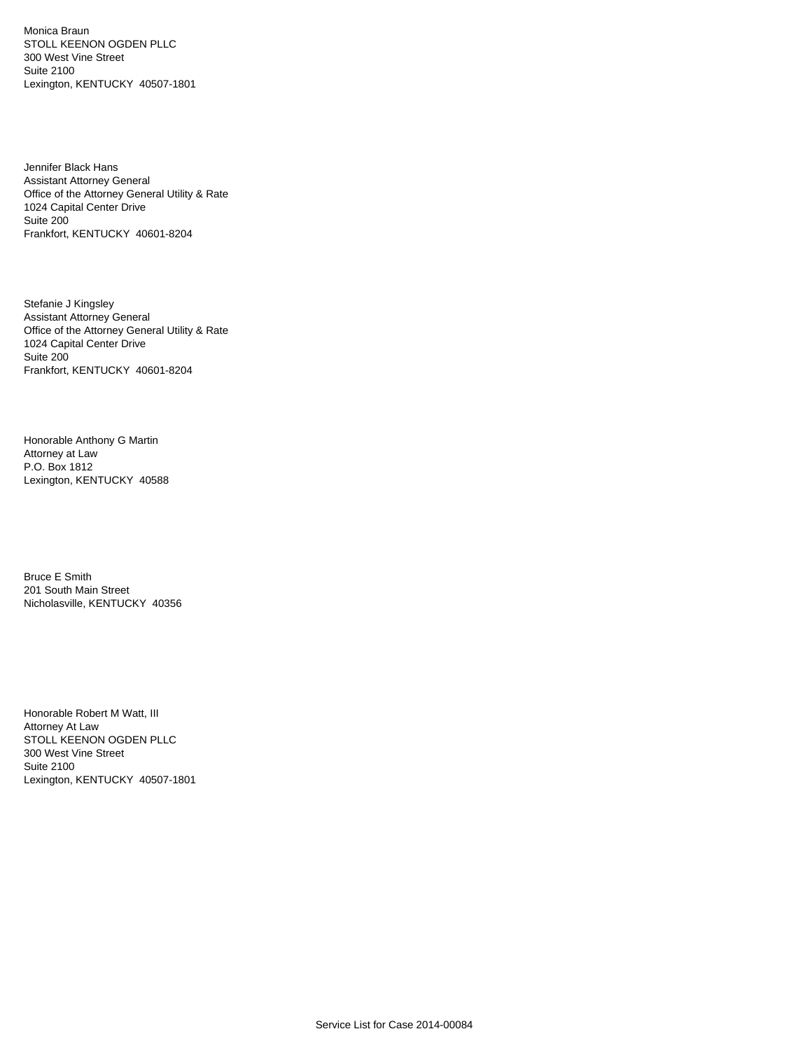Monica Braun
STOLL KEENON OGDEN PLLC
300 West Vine Street
Suite 2100
Lexington, KENTUCKY  40507-1801

Jennifer Black Hans
Assistant Attorney General
Office of the Attorney General Utility & Rate
1024 Capital Center Drive
Suite 200
Frankfort, KENTUCKY  40601-8204

Stefanie J Kingsley
Assistant Attorney General
Office of the Attorney General Utility & Rate
1024 Capital Center Drive
Suite 200
Frankfort, KENTUCKY  40601-8204

Honorable Anthony G Martin
Attorney at Law
P.O. Box 1812
Lexington, KENTUCKY  40588

Bruce E Smith
201 South Main Street
Nicholasville, KENTUCKY  40356

Honorable Robert M Watt, III
Attorney At Law
STOLL KEENON OGDEN PLLC
300 West Vine Street
Suite 2100
Lexington, KENTUCKY  40507-1801

Service List for Case 2014-00084